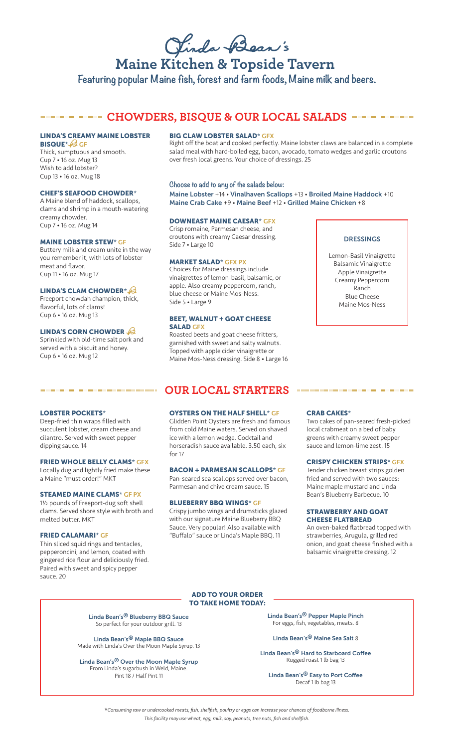# Linda Bean's

# Maine Kitchen & Topside Tavern

Featuring popular Maine fish, forest and farm foods, Maine milk and beers.

## CHOWDERS, BISQUE & OUR LOCAL SALADS

### LINDA'S CREAMY MAINE LOBSTER BISQUE* GF

Thick, sumptuous and smooth.
Cup 7 • 16 oz. Mug 13
Wish to add lobster?
Cup 13 • 16 oz. Mug 18

### CHEF'S SEAFOOD CHOWDER*

A Maine blend of haddock, scallops, clams and shrimp in a mouth-watering creamy chowder.
Cup 7 • 16 oz. Mug 14

### MAINE LOBSTER STEW* GF

Buttery milk and cream unite in the way you remember it, with lots of lobster meat and flavor.
Cup 11 • 16 oz. Mug 17

### LINDA'S CLAM CHOWDER*

Freeport chowdah champion, thick, flavorful, lots of clams!
Cup 6 • 16 oz. Mug 13

### LINDA'S CORN CHOWDER

Sprinkled with old-time salt pork and served with a biscuit and honey.
Cup 6 • 16 oz. Mug 12

### BIG CLAW LOBSTER SALAD* GFX

Right off the boat and cooked perfectly. Maine lobster claws are balanced in a complete salad meal with hard-boiled egg, bacon, avocado, tomato wedges and garlic croutons over fresh local greens. Your choice of dressings. 25

**Choose to add to any of the salads below:**
Maine Lobster +14 • Vinalhaven Scallops +13 • Broiled Maine Haddock +10
Maine Crab Cake +9 • Maine Beef +12 • Grilled Maine Chicken +8

### DOWNEAST MAINE CAESAR* GFX

Crisp romaine, Parmesan cheese, and croutons with creamy Caesar dressing.
Side 7 • Large 10

### MARKET SALAD* GFX PX

Choices for Maine dressings include vinaigrettes of lemon-basil, balsamic, or apple. Also creamy peppercorn, ranch, blue cheese or Maine Mos-Ness.
Side 5 • Large 9

### BEET, WALNUT + GOAT CHEESE SALAD GFX

Roasted beets and goat cheese fritters, garnished with sweet and salty walnuts. Topped with apple cider vinaigrette or Maine Mos-Ness dressing. Side 8 • Large 16

### DRESSINGS

Lemon-Basil Vinaigrette
Balsamic Vinaigrette
Apple Vinaigrette
Creamy Peppercorn
Ranch
Blue Cheese
Maine Mos-Ness

## OUR LOCAL STARTERS

### LOBSTER POCKETS*

Deep-fried thin wraps filled with succulent lobster, cream cheese and cilantro. Served with sweet pepper dipping sauce. 14

### FRIED WHOLE BELLY CLAMS* GFX

Locally dug and lightly fried make these a Maine "must order!" MKT

### STEAMED MAINE CLAMS* GF PX

1½ pounds of Freeport-dug soft shell clams. Served shore style with broth and melted butter. MKT

### FRIED CALAMARI* GF

Thin sliced squid rings and tentacles, pepperoncini, and lemon, coated with gingered rice flour and deliciously fried. Paired with sweet and spicy pepper sauce. 20

### OYSTERS ON THE HALF SHELL* GF

Glidden Point Oysters are fresh and famous from cold Maine waters. Served on shaved ice with a lemon wedge. Cocktail and horseradish sauce available. 3.50 each, six for 17

### BACON + PARMESAN SCALLOPS* GF

Pan-seared sea scallops served over bacon, Parmesan and chive cream sauce. 15

### BLUEBERRY BBQ WINGS* GF

Crispy jumbo wings and drumsticks glazed with our signature Maine Blueberry BBQ Sauce. Very popular! Also available with "Buffalo" sauce or Linda's Maple BBQ. 11

### CRAB CAKES*

Two cakes of pan-seared fresh-picked local crabmeat on a bed of baby greens with creamy sweet pepper sauce and lemon-lime zest. 15

### CRISPY CHICKEN STRIPS* GFX

Tender chicken breast strips golden fried and served with two sauces: Maine maple mustard and Linda Bean's Blueberry Barbecue. 10

### STRAWBERRY AND GOAT CHEESE FLATBREAD

An oven-baked flatbread topped with strawberries, Arugula, grilled red onion, and goat cheese finished with a balsamic vinaigrette dressing. 12

### ADD TO YOUR ORDER TO TAKE HOME TODAY:

**Linda Bean's® Blueberry BBQ Sauce**
So perfect for your outdoor grill. 13

**Linda Bean's® Maple BBQ Sauce**
Made with Linda's Over the Moon Maple Syrup. 13

**Linda Bean's® Over the Moon Maple Syrup**
From Linda's sugarbush in Weld, Maine.
Pint 18 / Half Pint 11

**Linda Bean's® Pepper Maple Pinch**
For eggs, fish, vegetables, meats. 8

**Linda Bean's® Maine Sea Salt** 8

**Linda Bean's® Hard to Starboard Coffee**
Rugged roast 1 lb bag 13

**Linda Bean's® Easy to Port Coffee**
Decaf 1 lb bag 13

*\*Consuming raw or undercooked meats, fish, shellfish, poultry or eggs can increase your chances of foodborne illness.*
*This facility may use wheat, egg, milk, soy, peanuts, tree nuts, fish and shellfish.*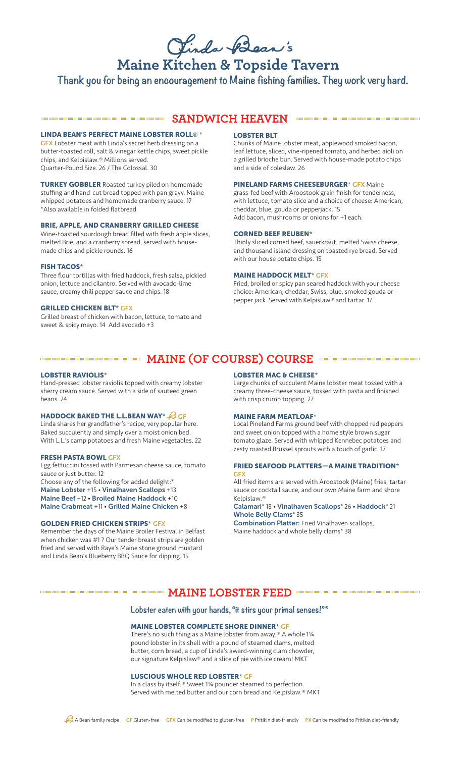# Linda Bean's

# Maine Kitchen & Topside Tavern

Thank you for being an encouragement to Maine fishing families. They work very hard.

## SANDWICH HEAVEN

**LINDA BEAN'S PERFECT MAINE LOBSTER ROLL® ***

**GFX** Lobster meat with Linda's secret herb dressing on a butter-toasted roll, salt & vinegar kettle chips, sweet pickle chips, and Kelpislaw.® Millions served.
Quarter-Pound Size. 26 / The Colossal. 30

**TURKEY GOBBLER** Roasted turkey piled on homemade stuffing and hand-cut bread topped with pan gravy, Maine whipped potatoes and homemade cranberry sauce. 17
*Also available in folded flatbread.

**BRIE, APPLE, AND CRANBERRY GRILLED CHEESE**

Wine-toasted sourdough bread filled with fresh apple slices, melted Brie, and a cranberry spread, served with house-made chips and pickle rounds. 16

**FISH TACOS***

Three flour tortillas with fried haddock, fresh salsa, pickled onion, lettuce and cilantro. Served with avocado-lime sauce, creamy chili pepper sauce and chips. 18

**GRILLED CHICKEN BLT* GFX**

Grilled breast of chicken with bacon, lettuce, tomato and sweet & spicy mayo. 14 Add avocado +3

**LOBSTER BLT**

Chunks of Maine lobster meat, applewood smoked bacon, leaf lettuce, sliced, vine-ripened tomato, and herbed aioli on a grilled brioche bun. Served with house-made potato chips and a side of coleslaw. 26

**PINELAND FARMS CHEESEBURGER* GFX** Maine grass-fed beef with Aroostook grain finish for tenderness, with lettuce, tomato slice and a choice of cheese: American, cheddar, blue, gouda or pepperjack. 15
Add bacon, mushrooms or onions for +1 each.

**CORNED BEEF REUBEN***

Thinly sliced corned beef, sauerkraut, melted Swiss cheese, and thousand island dressing on toasted rye bread. Served with our house potato chips. 15

**MAINE HADDOCK MELT* GFX**

Fried, broiled or spicy pan seared haddock with your cheese choice: American, cheddar, Swiss, blue, smoked gouda or pepper jack. Served with Kelpislaw® and tartar. 17

## MAINE (OF COURSE) COURSE

**LOBSTER RAVIOLIS***

Hand-pressed lobster raviolis topped with creamy lobster sherry cream sauce. Served with a side of sauteed green beans. 24

**HADDOCK BAKED THE L.L.BEAN WAY* GF**

Linda shares her grandfather's recipe, very popular here. Baked succulently and simply over a moist onion bed. With L.L.'s camp potatoes and fresh Maine vegetables. 22

**FRESH PASTA BOWL GFX**

Egg fettuccini tossed with Parmesan cheese sauce, tomato sauce or just butter. 12
Choose any of the following for added delight:*
**Maine Lobster** +15 • **Vinalhaven Scallops** +13
**Maine Beef** +12 • **Broiled Maine Haddock** +10
**Maine Crabmeat** +11 • **Grilled Maine Chicken** +8

**GOLDEN FRIED CHICKEN STRIPS* GFX**

Remember the days of the Maine Broiler Festival in Belfast when chicken was #1 ? Our tender breast strips are golden fried and served with Raye's Maine stone ground mustard and Linda Bean's Blueberry BBQ Sauce for dipping. 15

**LOBSTER MAC & CHEESE***

Large chunks of succulent Maine lobster meat tossed with a creamy three-cheese sauce, tossed with pasta and finished with crisp crumb topping. 27

**MAINE FARM MEATLOAF***

Local Pineland Farms ground beef with chopped red peppers and sweet onion topped with a home style brown sugar tomato glaze. Served with whipped Kennebec potatoes and zesty roasted Brussel sprouts with a touch of garlic. 17

**FRIED SEAFOOD PLATTERS—A MAINE TRADITION* GFX**

All fried items are served with Aroostook (Maine) fries, tartar sauce or cocktail sauce, and our own Maine farm and shore Kelpislaw.®
**Calamari*** 18 • **Vinalhaven Scallops*** 26 • **Haddock*** 21
**Whole Belly Clams*** 35
**Combination Platter:** Fried Vinalhaven scallops, Maine haddock and whole belly clams* 38

## MAINE LOBSTER FEED

Lobster eaten with your hands, "it stirs your primal senses!"®

**MAINE LOBSTER COMPLETE SHORE DINNER* GF**

There's no such thing as a Maine lobster from away.® A whole 1¼ pound lobster in its shell with a pound of steamed clams, melted butter, corn bread, a cup of Linda's award-winning clam chowder, our signature Kelpislaw® and a slice of pie with ice cream! MKT

**LUSCIOUS WHOLE RED LOBSTER* GF**

In a class by itself.® Sweet 1¼ pounder steamed to perfection. Served with melted butter and our corn bread and Kelpislaw.® MKT

A Bean family recipe **GF** Gluten-free **GFX** Can be modified to gluten-free **P** Pritikin diet-friendly **PX** Can be modified to Pritikin diet-friendly